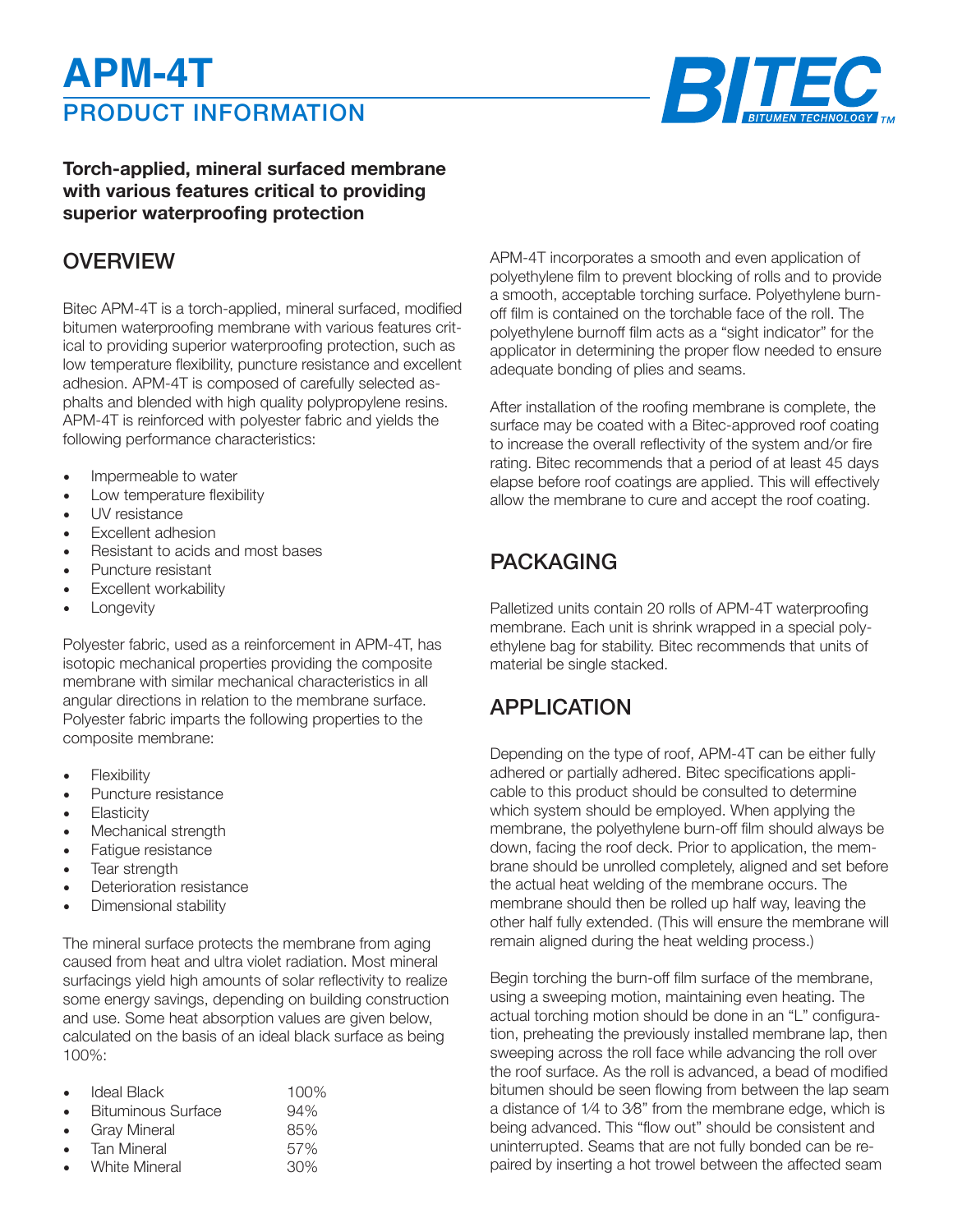# APM-4T

## PRODUCT INFORMATION

**Torch-applied, mineral surfaced membrane with various features critical to providing superior waterproofing protection**

## OVERVIEW

Bitec APM-4T is a torch-applied, mineral surfaced, modified bitumen waterproofing membrane with various features critical to providing superior waterproofing protection, such as low temperature flexibility, puncture resistance and excellent adhesion. APM-4T is composed of carefully selected asphalts and blended with high quality polypropylene resins. APM-4T is reinforced with polyester fabric and yields the following performance characteristics:

- Impermeable to water
- Low temperature flexibility
- UV resistance
- Excellent adhesion
- Resistant to acids and most bases
- Puncture resistant
- Excellent workability
- Longevity

Polyester fabric, used as a reinforcement in APM-4T, has isotopic mechanical properties providing the composite membrane with similar mechanical characteristics in all angular directions in relation to the membrane surface. Polyester fabric imparts the following properties to the composite membrane:

- Flexibility
- Puncture resistance
- Elasticity
- Mechanical strength
- Fatigue resistance
- Tear strength
- Deterioration resistance
- Dimensional stability

The mineral surface protects the membrane from aging caused from heat and ultra violet radiation. Most mineral surfacings yield high amounts of solar reflectivity to realize some energy savings, depending on building construction and use. Some heat absorption values are given below, calculated on the basis of an ideal black surface as being 100%:

- Ideal Black 100%
- Bituminous Surface 94%
- Gray Mineral 85%
- Tan Mineral 57%
- White Mineral 30%

APM-4T incorporates a smooth and even application of polyethylene film to prevent blocking of rolls and to provide a smooth, acceptable torching surface. Polyethylene burn-off film is contained on the torchable face of the roll. The polyethylene burnoff film acts as a "sight indicator" for the applicator in determining the proper flow needed to ensure adequate bonding of plies and seams.

After installation of the roofing membrane is complete, the surface may be coated with a Bitec-approved roof coating to increase the overall reflectivity of the system and/or fire rating. Bitec recommends that a period of at least 45 days elapse before roof coatings are applied. This will effectively allow the membrane to cure and accept the roof coating.

## PACKAGING

Palletized units contain 20 rolls of APM-4T waterproofing membrane. Each unit is shrink wrapped in a special polyethylene bag for stability. Bitec recommends that units of material be single stacked.

## APPLICATION

Depending on the type of roof, APM-4T can be either fully adhered or partially adhered. Bitec specifications applicable to this product should be consulted to determine which system should be employed. When applying the membrane, the polyethylene burn-off film should always be down, facing the roof deck. Prior to application, the membrane should be unrolled completely, aligned and set before the actual heat welding of the membrane occurs. The membrane should then be rolled up half way, leaving the other half fully extended. (This will ensure the membrane will remain aligned during the heat welding process.)

Begin torching the burn-off film surface of the membrane, using a sweeping motion, maintaining even heating. The actual torching motion should be done in an "L" configuration, preheating the previously installed membrane lap, then sweeping across the roll face while advancing the roll over the roof surface. As the roll is advanced, a bead of modified bitumen should be seen flowing from between the lap seam a distance of 1⁄4 to 3⁄8" from the membrane edge, which is being advanced. This "flow out" should be consistent and uninterrupted. Seams that are not fully bonded can be repaired by inserting a hot trowel between the affected seam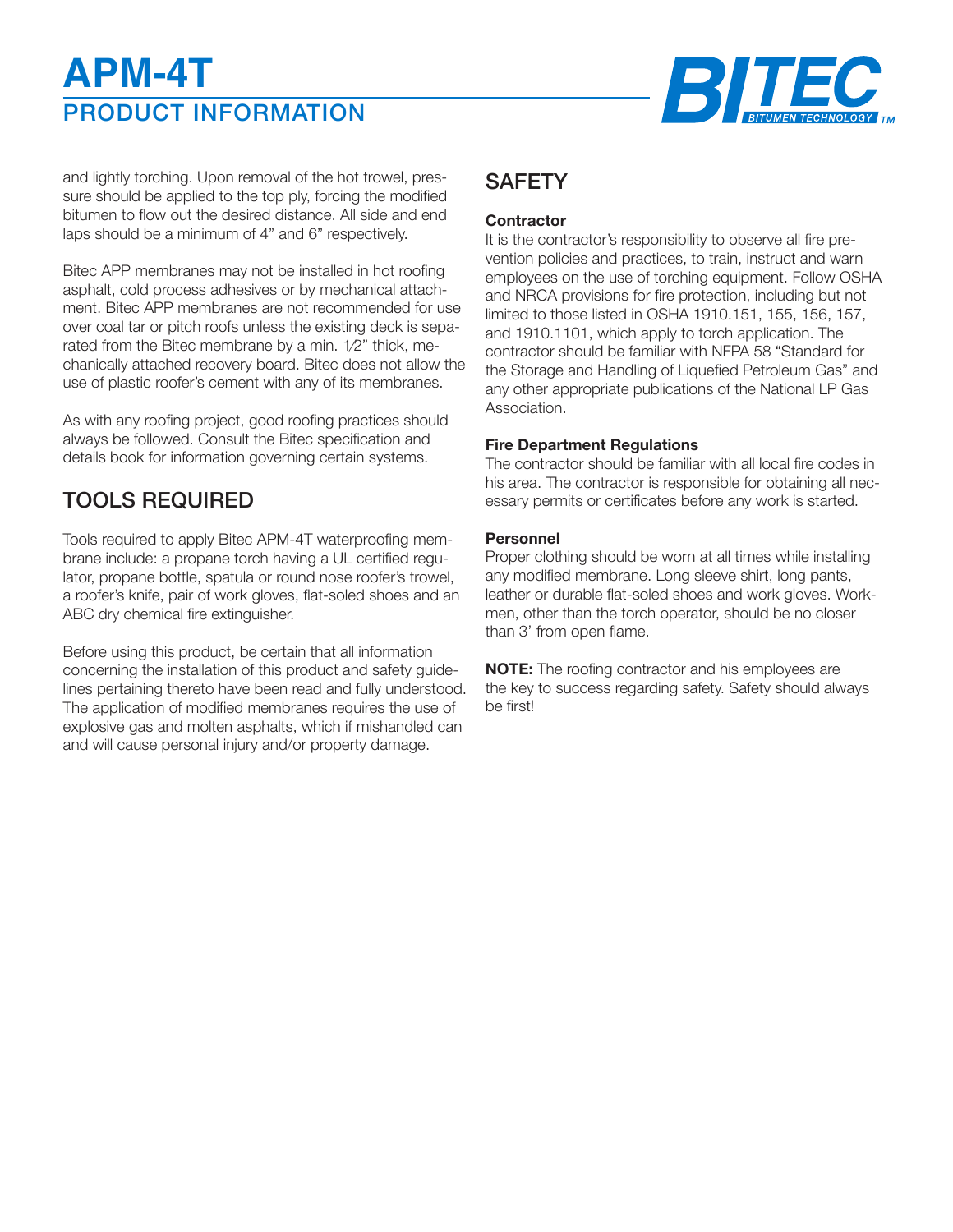and lightly torching. Upon removal of the hot trowel, pressure should be applied to the top ply, forcing the modified bitumen to flow out the desired distance. All side and end laps should be a minimum of 4" and 6" respectively.

Bitec APP membranes may not be installed in hot roofing asphalt, cold process adhesives or by mechanical attachment. Bitec APP membranes are not recommended for use over coal tar or pitch roofs unless the existing deck is separated from the Bitec membrane by a min. 1⁄2" thick, mechanically attached recovery board. Bitec does not allow the use of plastic roofer's cement with any of its membranes.

As with any roofing project, good roofing practices should always be followed. Consult the Bitec specification and details book for information governing certain systems.

## TOOLS REQUIRED

Tools required to apply Bitec APM-4T waterproofing membrane include: a propane torch having a UL certified regulator, propane bottle, spatula or round nose roofer's trowel, a roofer's knife, pair of work gloves, flat-soled shoes and an ABC dry chemical fire extinguisher.

Before using this product, be certain that all information concerning the installation of this product and safety guidelines pertaining thereto have been read and fully understood. The application of modified membranes requires the use of explosive gas and molten asphalts, which if mishandled can and will cause personal injury and/or property damage.

## SAFETY

### Contractor

It is the contractor's responsibility to observe all fire prevention policies and practices, to train, instruct and warn employees on the use of torching equipment. Follow OSHA and NRCA provisions for fire protection, including but not limited to those listed in OSHA 1910.151, 155, 156, 157, and 1910.1101, which apply to torch application. The contractor should be familiar with NFPA 58 "Standard for the Storage and Handling of Liquefied Petroleum Gas" and any other appropriate publications of the National LP Gas Association.

### Fire Department Regulations

The contractor should be familiar with all local fire codes in his area. The contractor is responsible for obtaining all necessary permits or certificates before any work is started.

### Personnel

Proper clothing should be worn at all times while installing any modified membrane. Long sleeve shirt, long pants, leather or durable flat-soled shoes and work gloves. Workmen, other than the torch operator, should be no closer than 3' from open flame.

**NOTE:** The roofing contractor and his employees are the key to success regarding safety. Safety should always be first!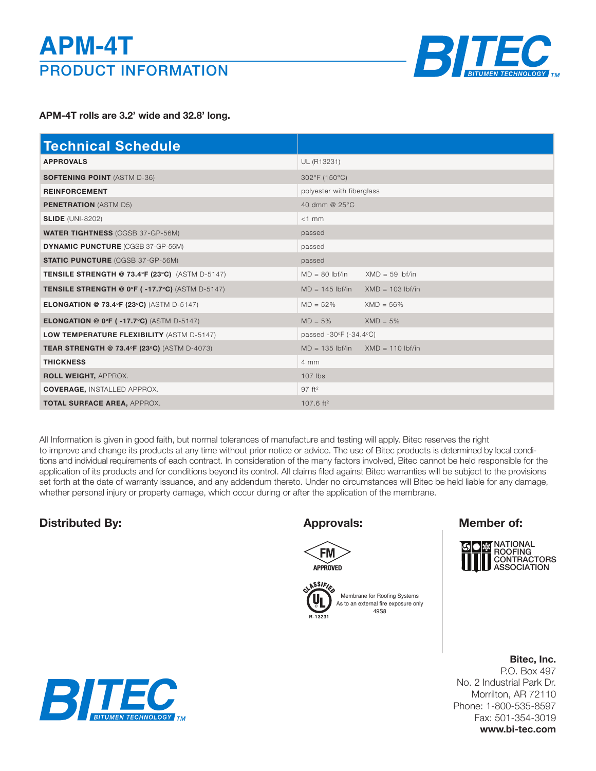# APM-4T

## PRODUCT INFORMATION

BITEC BITUMEN TECHNOLOGY TM

**APM-4T rolls are 3.2' wide and 32.8' long.**

| Technical Schedule | |
|---|---|
| **APPROVALS** | UL (R13231) |
| **SOFTENING POINT** (ASTM D-36) | 302°F (150°C) |
| **REINFORCEMENT** | polyester with fiberglass |
| **PENETRATION** (ASTM D5) | 40 dmm @ 25°C |
| **SLIDE** (UNI-8202) | <1 mm |
| **WATER TIGHTNESS** (CGSB 37-GP-56M) | passed |
| **DYNAMIC PUNCTURE** (CGSB 37-GP-56M) | passed |
| **STATIC PUNCTURE** (CGSB 37-GP-56M) | passed |
| **TENSILE STRENGTH @ 73.4°F (23°C)** (ASTM D-5147) | MD = 80 lbf/in XMD = 59 lbf/in |
| **TENSILE STRENGTH @ 0°F ( -17.7°C)** (ASTM D-5147) | MD = 145 lbf/in XMD = 103 lbf/in |
| **ELONGATION @ 73.4°F (23°C)** (ASTM D-5147) | MD = 52% XMD = 56% |
| **ELONGATION @ 0°F ( -17.7°C)** (ASTM D-5147) | MD = 5% XMD = 5% |
| **LOW TEMPERATURE FLEXIBILITY** (ASTM D-5147) | passed -30°F (-34.4°C) |
| **TEAR STRENGTH @ 73.4°F (23°C)** (ASTM D-4073) | MD = 135 lbf/in XMD = 110 lbf/in |
| **THICKNESS** | 4 mm |
| **ROLL WEIGHT,** APPROX. | 107 lbs |
| **COVERAGE,** INSTALLED APPROX. | 97 ft² |
| **TOTAL SURFACE AREA,** APPROX. | 107.6 ft² |

All Information is given in good faith, but normal tolerances of manufacture and testing will apply. Bitec reserves the right to improve and change its products at any time without prior notice or advice. The use of Bitec products is determined by local conditions and individual requirements of each contract. In consideration of the many factors involved, Bitec cannot be held responsible for the application of its products and for conditions beyond its control. All claims filed against Bitec warranties will be subject to the provisions set forth at the date of warranty issuance, and any addendum thereto. Under no circumstances will Bitec be held liable for any damage, whether personal injury or property damage, which occur during or after the application of the membrane.

### Distributed By:

### Approvals:

FM APPROVED

CLASSIFIED UL R-13231

Membrane for Roofing Systems
As to an external fire exposure only
49S8

### Member of:

NATIONAL ROOFING CONTRACTORS ASSOCIATION

BITEC BITUMEN TECHNOLOGY TM

**Bitec, Inc.**
P.O. Box 497
No. 2 Industrial Park Dr.
Morrilton, AR 72110
Phone: 1-800-535-8597
Fax: 501-354-3019
**www.bi-tec.com**